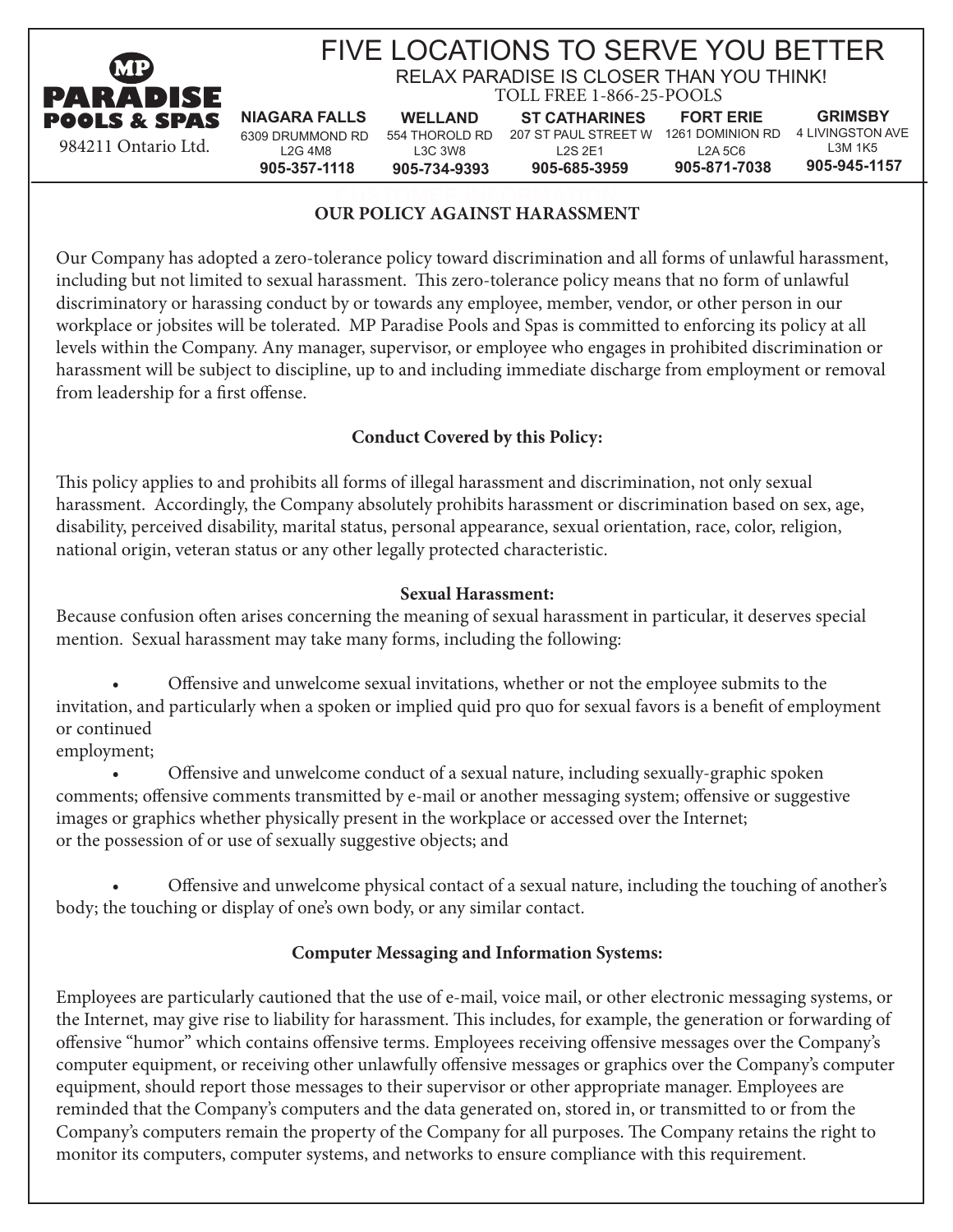**MP PARADISE POOLS & SPAS**
984211 Ontario Ltd.

# FIVE LOCATIONS TO SERVE YOU BETTER

RELAX PARADISE IS CLOSER THAN YOU THINK!

TOLL FREE 1-866-25-POOLS

| NIAGARA FALLS | WELLAND | ST CATHARINES | FORT ERIE | GRIMSBY |
|---|---|---|---|---|
| 6309 DRUMMOND RD | 554 THOROLD RD | 207 ST PAUL STREET W | 1261 DOMINION RD | 4 LIVINGSTON AVE |
| L2G 4M8 | L3C 3W8 | L2S 2E1 | L2A 5C6 | L3M 1K5 |
| 905-357-1118 | 905-734-9393 | 905-685-3959 | 905-871-7038 | 905-945-1157 |

## OUR POLICY AGAINST HARASSMENT

Our Company has adopted a zero-tolerance policy toward discrimination and all forms of unlawful harassment, including but not limited to sexual harassment. This zero-tolerance policy means that no form of unlawful discriminatory or harassing conduct by or towards any employee, member, vendor, or other person in our workplace or jobsites will be tolerated. MP Paradise Pools and Spas is committed to enforcing its policy at all levels within the Company. Any manager, supervisor, or employee who engages in prohibited discrimination or harassment will be subject to discipline, up to and including immediate discharge from employment or removal from leadership for a first offense.

### Conduct Covered by this Policy:

This policy applies to and prohibits all forms of illegal harassment and discrimination, not only sexual harassment. Accordingly, the Company absolutely prohibits harassment or discrimination based on sex, age, disability, perceived disability, marital status, personal appearance, sexual orientation, race, color, religion, national origin, veteran status or any other legally protected characteristic.

### Sexual Harassment:

Because confusion often arises concerning the meaning of sexual harassment in particular, it deserves special mention. Sexual harassment may take many forms, including the following:

- Offensive and unwelcome sexual invitations, whether or not the employee submits to the invitation, and particularly when a spoken or implied quid pro quo for sexual favors is a benefit of employment or continued employment;
- Offensive and unwelcome conduct of a sexual nature, including sexually-graphic spoken comments; offensive comments transmitted by e-mail or another messaging system; offensive or suggestive images or graphics whether physically present in the workplace or accessed over the Internet; or the possession of or use of sexually suggestive objects; and
- Offensive and unwelcome physical contact of a sexual nature, including the touching of another's body; the touching or display of one's own body, or any similar contact.

### Computer Messaging and Information Systems:

Employees are particularly cautioned that the use of e-mail, voice mail, or other electronic messaging systems, or the Internet, may give rise to liability for harassment. This includes, for example, the generation or forwarding of offensive "humor" which contains offensive terms. Employees receiving offensive messages over the Company's computer equipment, or receiving other unlawfully offensive messages or graphics over the Company's computer equipment, should report those messages to their supervisor or other appropriate manager. Employees are reminded that the Company's computers and the data generated on, stored in, or transmitted to or from the Company's computers remain the property of the Company for all purposes. The Company retains the right to monitor its computers, computer systems, and networks to ensure compliance with this requirement.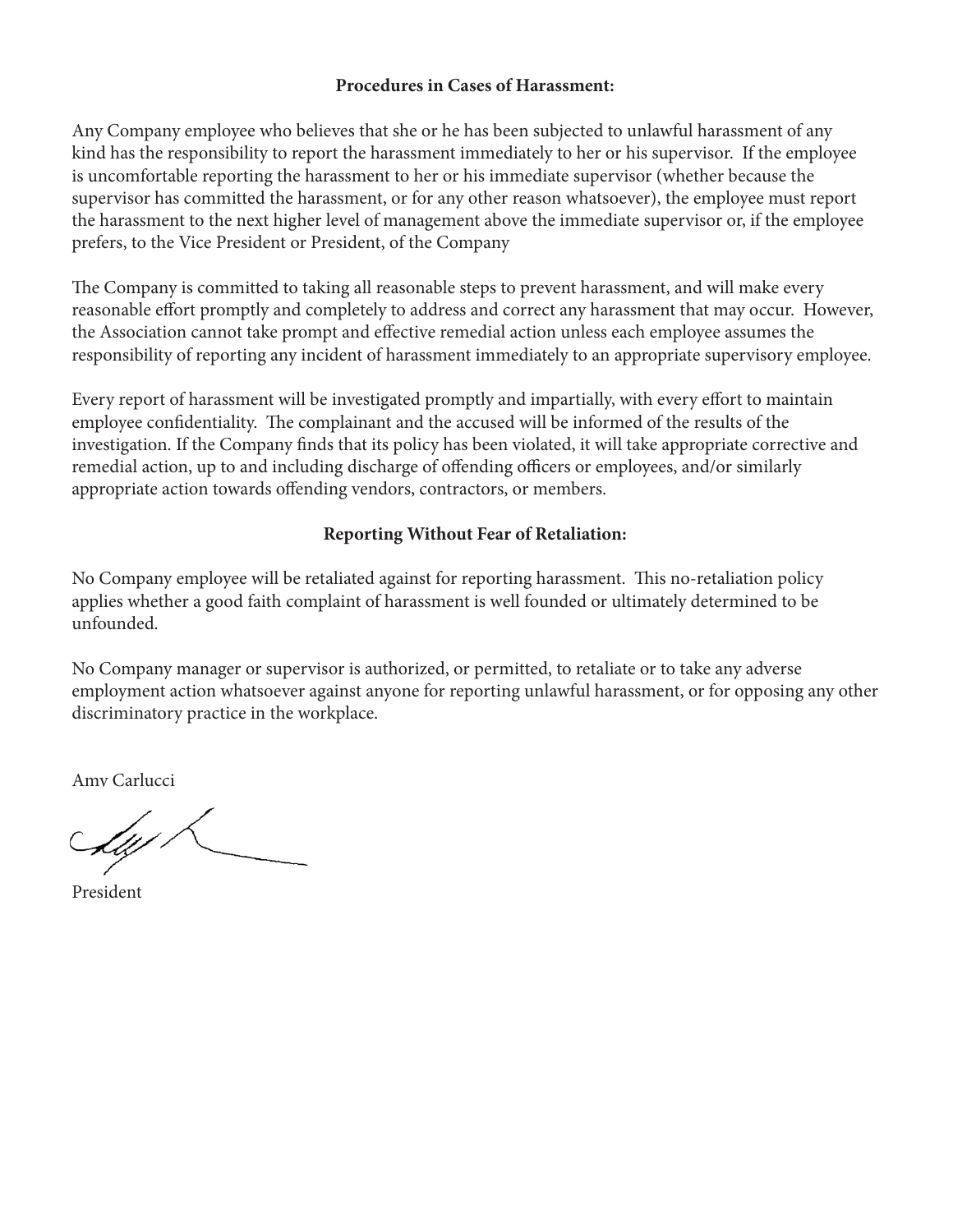**Procedures in Cases of Harassment:**

Any Company employee who believes that she or he has been subjected to unlawful harassment of any kind has the responsibility to report the harassment immediately to her or his supervisor. If the employee is uncomfortable reporting the harassment to her or his immediate supervisor (whether because the supervisor has committed the harassment, or for any other reason whatsoever), the employee must report the harassment to the next higher level of management above the immediate supervisor or, if the employee prefers, to the Vice President or President, of the Company

The Company is committed to taking all reasonable steps to prevent harassment, and will make every reasonable effort promptly and completely to address and correct any harassment that may occur. However, the Association cannot take prompt and effective remedial action unless each employee assumes the responsibility of reporting any incident of harassment immediately to an appropriate supervisory employee.

Every report of harassment will be investigated promptly and impartially, with every effort to maintain employee confidentiality. The complainant and the accused will be informed of the results of the investigation. If the Company finds that its policy has been violated, it will take appropriate corrective and remedial action, up to and including discharge of offending officers or employees, and/or similarly appropriate action towards offending vendors, contractors, or members.

**Reporting Without Fear of Retaliation:**

No Company employee will be retaliated against for reporting harassment. This no-retaliation policy applies whether a good faith complaint of harassment is well founded or ultimately determined to be unfounded.

No Company manager or supervisor is authorized, or permitted, to retaliate or to take any adverse employment action whatsoever against anyone for reporting unlawful harassment, or for opposing any other discriminatory practice in the workplace.

Amy Carlucci

President